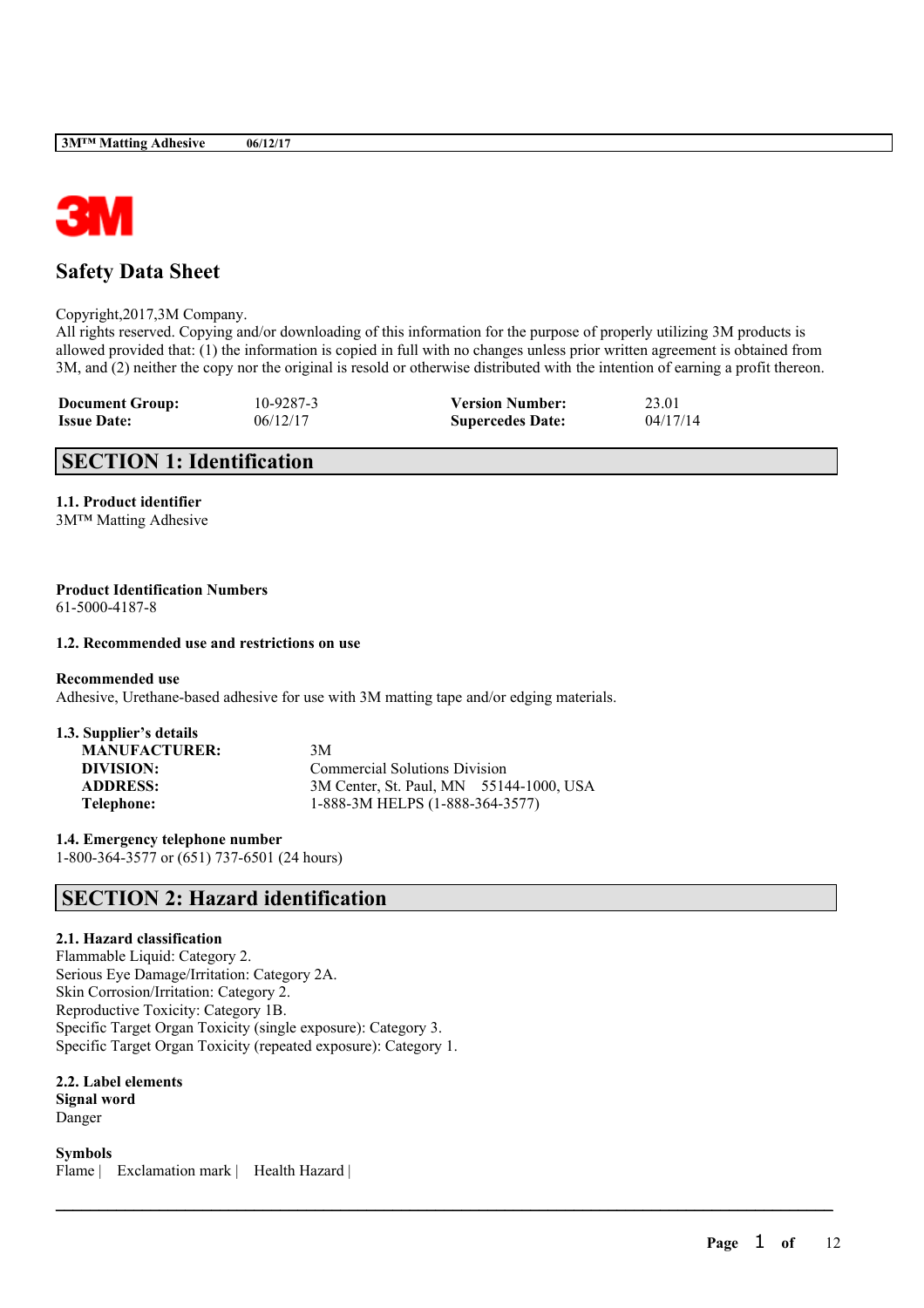# Safety Data Sheet

Copyright,2017,3M Company.
All rights reserved. Copying and/or downloading of this information for the purpose of properly utilizing 3M products is allowed provided that: (1) the information is copied in full with no changes unless prior written agreement is obtained from 3M, and (2) neither the copy nor the original is resold or otherwise distributed with the intention of earning a profit thereon.

| **Document Group:** | 10-9287-3 | **Version Number:** | 23.01 |
|---|---|---|---|
| **Issue Date:** | 06/12/17 | **Supercedes Date:** | 04/17/14 |

## SECTION 1: Identification

**1.1. Product identifier**
3M™ Matting Adhesive

**Product Identification Numbers**
61-5000-4187-8

**1.2. Recommended use and restrictions on use**

**Recommended use**
Adhesive, Urethane-based adhesive for use with 3M matting tape and/or edging materials.

**1.3. Supplier's details**

| | |
|---|---|
| **MANUFACTURER:** | 3M |
| **DIVISION:** | Commercial Solutions Division |
| **ADDRESS:** | 3M Center, St. Paul, MN 55144-1000, USA |
| **Telephone:** | 1-888-3M HELPS (1-888-364-3577) |

**1.4. Emergency telephone number**
1-800-364-3577 or (651) 737-6501 (24 hours)

## SECTION 2: Hazard identification

**2.1. Hazard classification**
Flammable Liquid: Category 2.
Serious Eye Damage/Irritation: Category 2A.
Skin Corrosion/Irritation: Category 2.
Reproductive Toxicity: Category 1B.
Specific Target Organ Toxicity (single exposure): Category 3.
Specific Target Organ Toxicity (repeated exposure): Category 1.

**2.2. Label elements**
**Signal word**
Danger

**Symbols**
Flame | Exclamation mark | Health Hazard |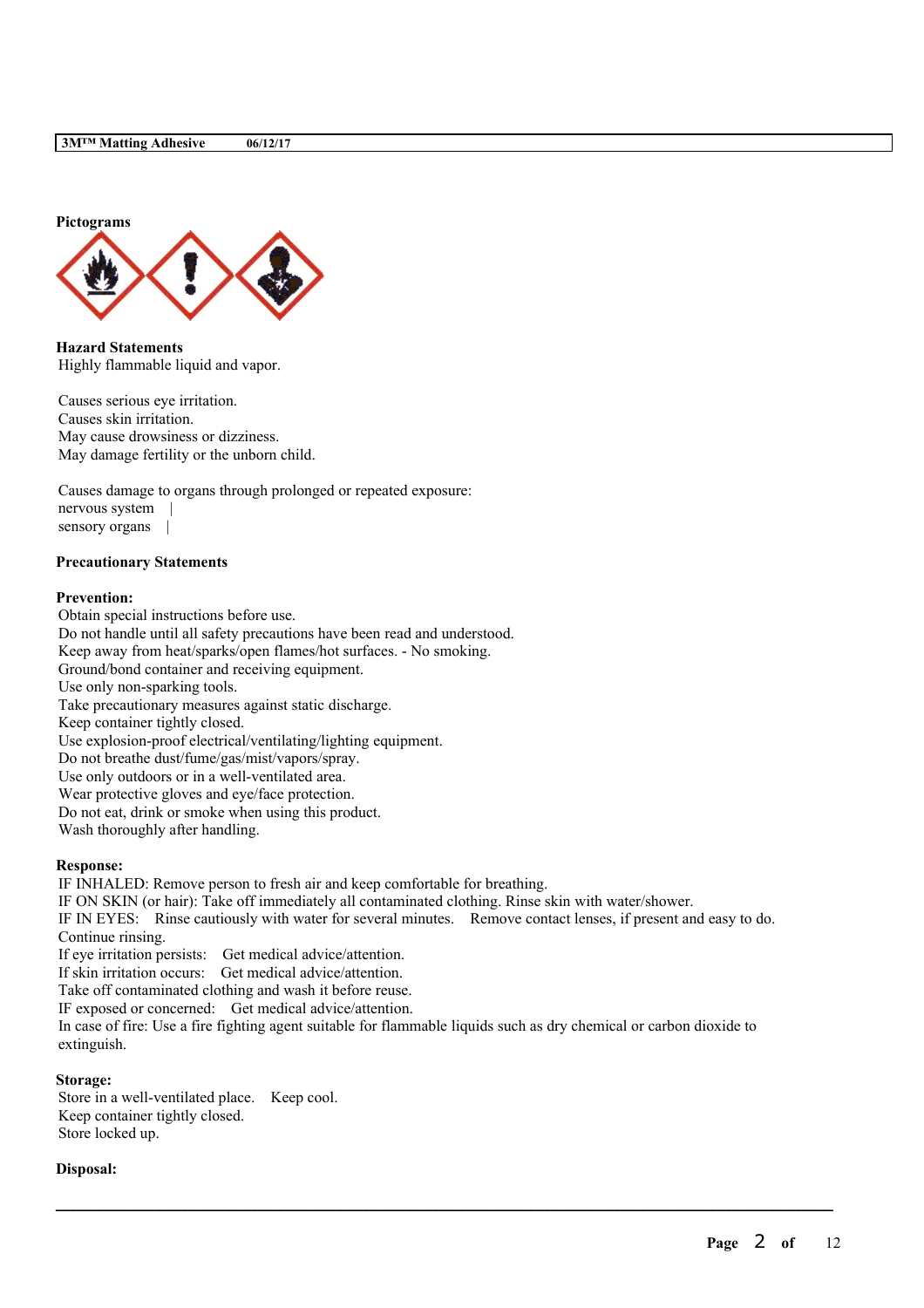**Pictograms**

**Hazard Statements**

Highly flammable liquid and vapor.

Causes serious eye irritation.
Causes skin irritation.
May cause drowsiness or dizziness.
May damage fertility or the unborn child.

Causes damage to organs through prolonged or repeated exposure:
nervous system |
sensory organs |

**Precautionary Statements**

**Prevention:**

Obtain special instructions before use.
Do not handle until all safety precautions have been read and understood.
Keep away from heat/sparks/open flames/hot surfaces. - No smoking.
Ground/bond container and receiving equipment.
Use only non-sparking tools.
Take precautionary measures against static discharge.
Keep container tightly closed.
Use explosion-proof electrical/ventilating/lighting equipment.
Do not breathe dust/fume/gas/mist/vapors/spray.
Use only outdoors or in a well-ventilated area.
Wear protective gloves and eye/face protection.
Do not eat, drink or smoke when using this product.
Wash thoroughly after handling.

**Response:**

IF INHALED: Remove person to fresh air and keep comfortable for breathing.
IF ON SKIN (or hair): Take off immediately all contaminated clothing. Rinse skin with water/shower.
IF IN EYES: Rinse cautiously with water for several minutes. Remove contact lenses, if present and easy to do. Continue rinsing.
If eye irritation persists: Get medical advice/attention.
If skin irritation occurs: Get medical advice/attention.
Take off contaminated clothing and wash it before reuse.
IF exposed or concerned: Get medical advice/attention.
In case of fire: Use a fire fighting agent suitable for flammable liquids such as dry chemical or carbon dioxide to extinguish.

**Storage:**

Store in a well-ventilated place. Keep cool.
Keep container tightly closed.
Store locked up.

**Disposal:**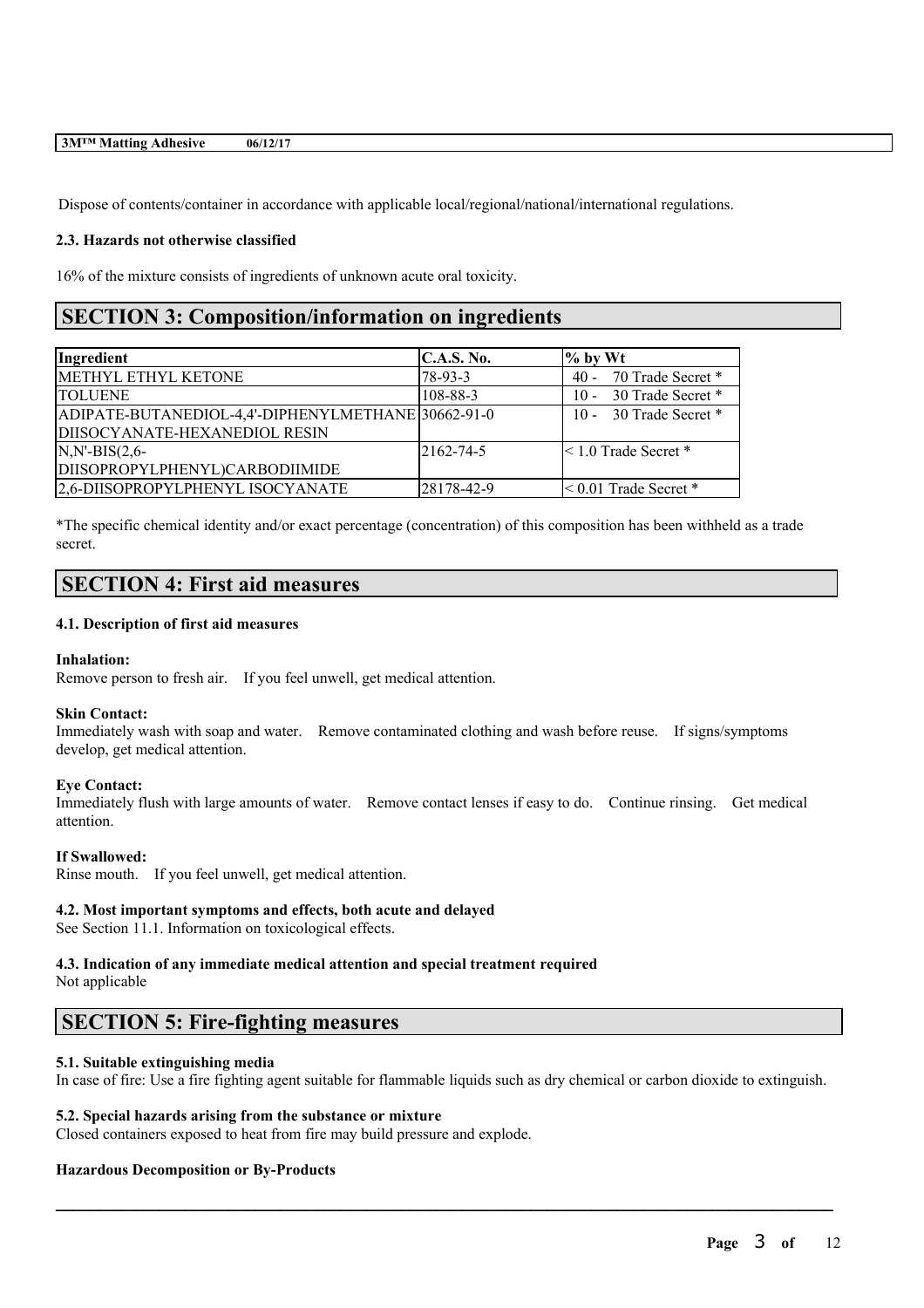Dispose of contents/container in accordance with applicable local/regional/national/international regulations.

### 2.3. Hazards not otherwise classified

16% of the mixture consists of ingredients of unknown acute oral toxicity.

## SECTION 3: Composition/information on ingredients

| Ingredient | C.A.S. No. | % by Wt |
|---|---|---|
| METHYL ETHYL KETONE | 78-93-3 | 40 - 70 Trade Secret * |
| TOLUENE | 108-88-3 | 10 - 30 Trade Secret * |
| ADIPATE-BUTANEDIOL-4,4'-DIPHENYLMETHANE DIISOCYANATE-HEXANEDIOL RESIN | 30662-91-0 | 10 - 30 Trade Secret * |
| N,N'-BIS(2,6-DIISOPROPYLPHENYL)CARBODIIMIDE | 2162-74-5 | < 1.0 Trade Secret * |
| 2,6-DIISOPROPYLPHENYL ISOCYANATE | 28178-42-9 | < 0.01 Trade Secret * |

*The specific chemical identity and/or exact percentage (concentration) of this composition has been withheld as a trade secret.

## SECTION 4: First aid measures

### 4.1. Description of first aid measures

**Inhalation:**
Remove person to fresh air. If you feel unwell, get medical attention.

**Skin Contact:**
Immediately wash with soap and water. Remove contaminated clothing and wash before reuse. If signs/symptoms develop, get medical attention.

**Eye Contact:**
Immediately flush with large amounts of water. Remove contact lenses if easy to do. Continue rinsing. Get medical attention.

**If Swallowed:**
Rinse mouth. If you feel unwell, get medical attention.

### 4.2. Most important symptoms and effects, both acute and delayed

See Section 11.1. Information on toxicological effects.

### 4.3. Indication of any immediate medical attention and special treatment required

Not applicable

## SECTION 5: Fire-fighting measures

### 5.1. Suitable extinguishing media

In case of fire: Use a fire fighting agent suitable for flammable liquids such as dry chemical or carbon dioxide to extinguish.

### 5.2. Special hazards arising from the substance or mixture

Closed containers exposed to heat from fire may build pressure and explode.

**Hazardous Decomposition or By-Products**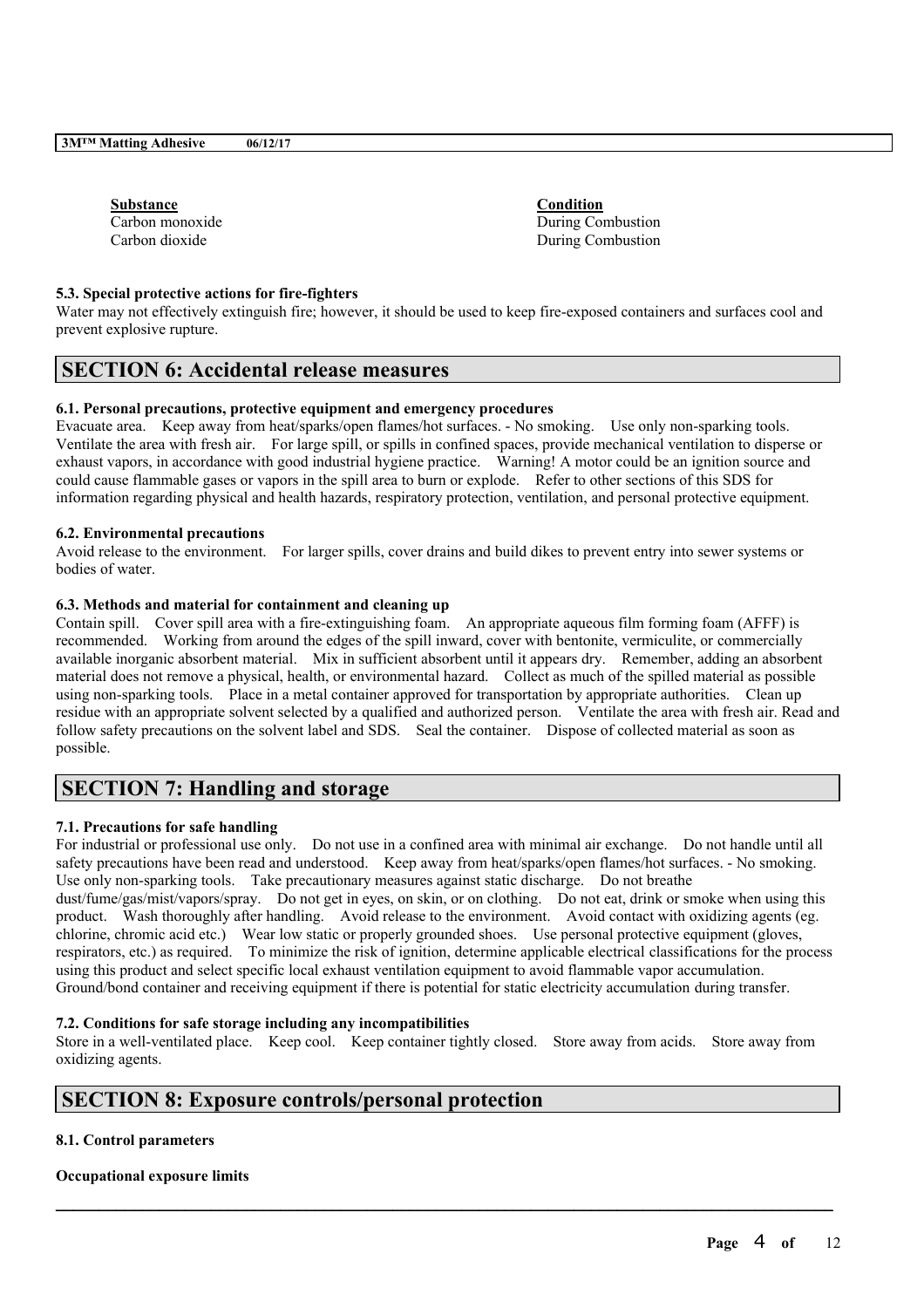| Substance | Condition |
| --- | --- |
| Carbon monoxide | During Combustion |
| Carbon dioxide | During Combustion |

### 5.3. Special protective actions for fire-fighters

Water may not effectively extinguish fire; however, it should be used to keep fire-exposed containers and surfaces cool and prevent explosive rupture.

## SECTION 6: Accidental release measures

### 6.1. Personal precautions, protective equipment and emergency procedures

Evacuate area. Keep away from heat/sparks/open flames/hot surfaces. - No smoking. Use only non-sparking tools. Ventilate the area with fresh air. For large spill, or spills in confined spaces, provide mechanical ventilation to disperse or exhaust vapors, in accordance with good industrial hygiene practice. Warning! A motor could be an ignition source and could cause flammable gases or vapors in the spill area to burn or explode. Refer to other sections of this SDS for information regarding physical and health hazards, respiratory protection, ventilation, and personal protective equipment.

### 6.2. Environmental precautions

Avoid release to the environment. For larger spills, cover drains and build dikes to prevent entry into sewer systems or bodies of water.

### 6.3. Methods and material for containment and cleaning up

Contain spill. Cover spill area with a fire-extinguishing foam. An appropriate aqueous film forming foam (AFFF) is recommended. Working from around the edges of the spill inward, cover with bentonite, vermiculite, or commercially available inorganic absorbent material. Mix in sufficient absorbent until it appears dry. Remember, adding an absorbent material does not remove a physical, health, or environmental hazard. Collect as much of the spilled material as possible using non-sparking tools. Place in a metal container approved for transportation by appropriate authorities. Clean up residue with an appropriate solvent selected by a qualified and authorized person. Ventilate the area with fresh air. Read and follow safety precautions on the solvent label and SDS. Seal the container. Dispose of collected material as soon as possible.

## SECTION 7: Handling and storage

### 7.1. Precautions for safe handling

For industrial or professional use only. Do not use in a confined area with minimal air exchange. Do not handle until all safety precautions have been read and understood. Keep away from heat/sparks/open flames/hot surfaces. - No smoking. Use only non-sparking tools. Take precautionary measures against static discharge. Do not breathe dust/fume/gas/mist/vapors/spray. Do not get in eyes, on skin, or on clothing. Do not eat, drink or smoke when using this product. Wash thoroughly after handling. Avoid release to the environment. Avoid contact with oxidizing agents (eg. chlorine, chromic acid etc.) Wear low static or properly grounded shoes. Use personal protective equipment (gloves, respirators, etc.) as required. To minimize the risk of ignition, determine applicable electrical classifications for the process using this product and select specific local exhaust ventilation equipment to avoid flammable vapor accumulation. Ground/bond container and receiving equipment if there is potential for static electricity accumulation during transfer.

### 7.2. Conditions for safe storage including any incompatibilities

Store in a well-ventilated place. Keep cool. Keep container tightly closed. Store away from acids. Store away from oxidizing agents.

## SECTION 8: Exposure controls/personal protection

### 8.1. Control parameters

**Occupational exposure limits**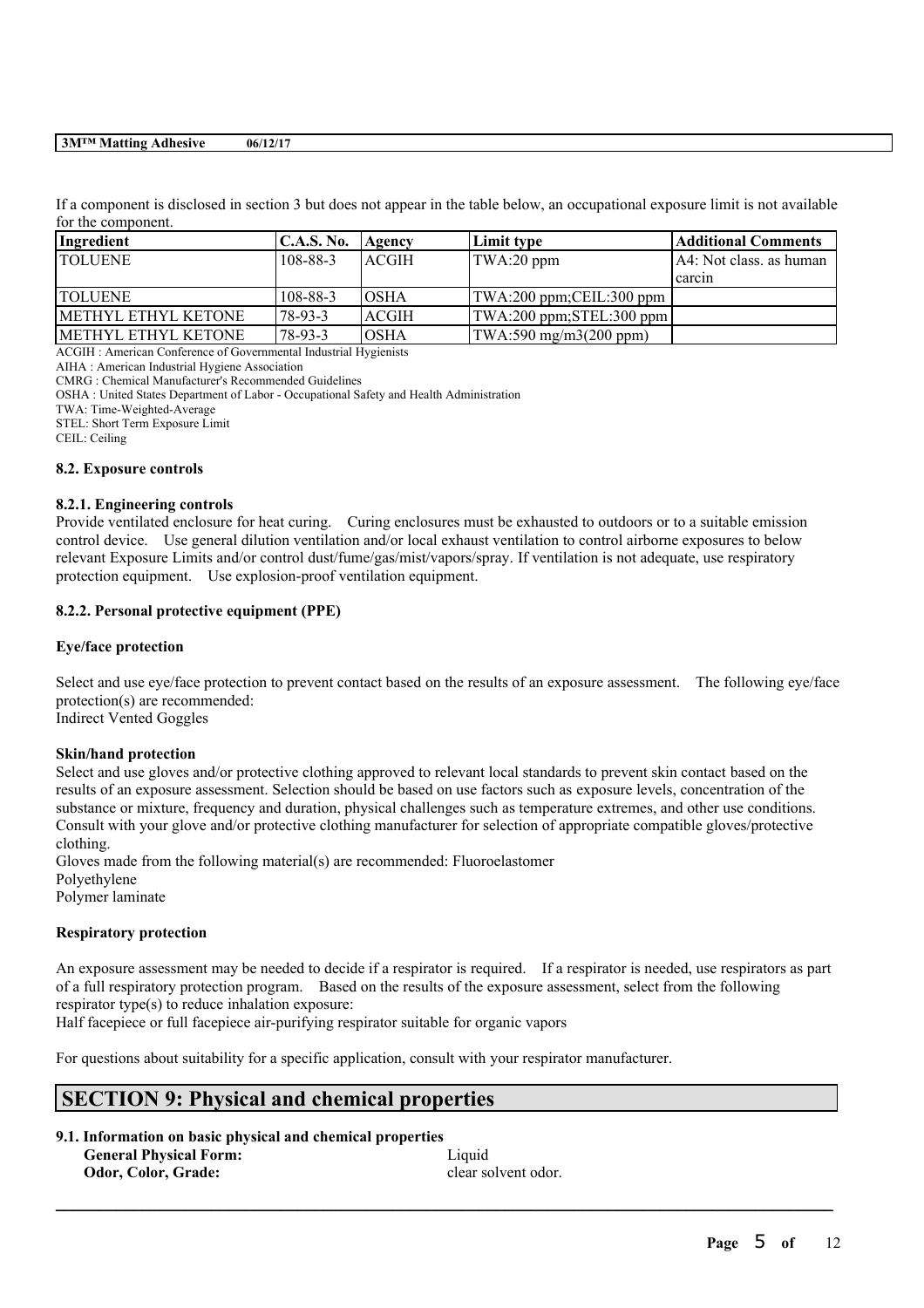If a component is disclosed in section 3 but does not appear in the table below, an occupational exposure limit is not available for the component.

| Ingredient | C.A.S. No. | Agency | Limit type | Additional Comments |
|---|---|---|---|---|
| TOLUENE | 108-88-3 | ACGIH | TWA:20 ppm | A4: Not class. as human carcin |
| TOLUENE | 108-88-3 | OSHA | TWA:200 ppm;CEIL:300 ppm | |
| METHYL ETHYL KETONE | 78-93-3 | ACGIH | TWA:200 ppm;STEL:300 ppm | |
| METHYL ETHYL KETONE | 78-93-3 | OSHA | TWA:590 mg/m3(200 ppm) | |

ACGIH : American Conference of Governmental Industrial Hygienists
AIHA : American Industrial Hygiene Association
CMRG : Chemical Manufacturer's Recommended Guidelines
OSHA : United States Department of Labor - Occupational Safety and Health Administration
TWA: Time-Weighted-Average
STEL: Short Term Exposure Limit
CEIL: Ceiling

### 8.2. Exposure controls

#### 8.2.1. Engineering controls

Provide ventilated enclosure for heat curing. Curing enclosures must be exhausted to outdoors or to a suitable emission control device. Use general dilution ventilation and/or local exhaust ventilation to control airborne exposures to below relevant Exposure Limits and/or control dust/fume/gas/mist/vapors/spray. If ventilation is not adequate, use respiratory protection equipment. Use explosion-proof ventilation equipment.

#### 8.2.2. Personal protective equipment (PPE)

**Eye/face protection**

Select and use eye/face protection to prevent contact based on the results of an exposure assessment. The following eye/face protection(s) are recommended:
Indirect Vented Goggles

**Skin/hand protection**

Select and use gloves and/or protective clothing approved to relevant local standards to prevent skin contact based on the results of an exposure assessment. Selection should be based on use factors such as exposure levels, concentration of the substance or mixture, frequency and duration, physical challenges such as temperature extremes, and other use conditions. Consult with your glove and/or protective clothing manufacturer for selection of appropriate compatible gloves/protective clothing.
Gloves made from the following material(s) are recommended: Fluoroelastomer
Polyethylene
Polymer laminate

**Respiratory protection**

An exposure assessment may be needed to decide if a respirator is required. If a respirator is needed, use respirators as part of a full respiratory protection program. Based on the results of the exposure assessment, select from the following respirator type(s) to reduce inhalation exposure:
Half facepiece or full facepiece air-purifying respirator suitable for organic vapors

For questions about suitability for a specific application, consult with your respirator manufacturer.

## SECTION 9: Physical and chemical properties

### 9.1. Information on basic physical and chemical properties

**General Physical Form:** Liquid
**Odor, Color, Grade:** clear solvent odor.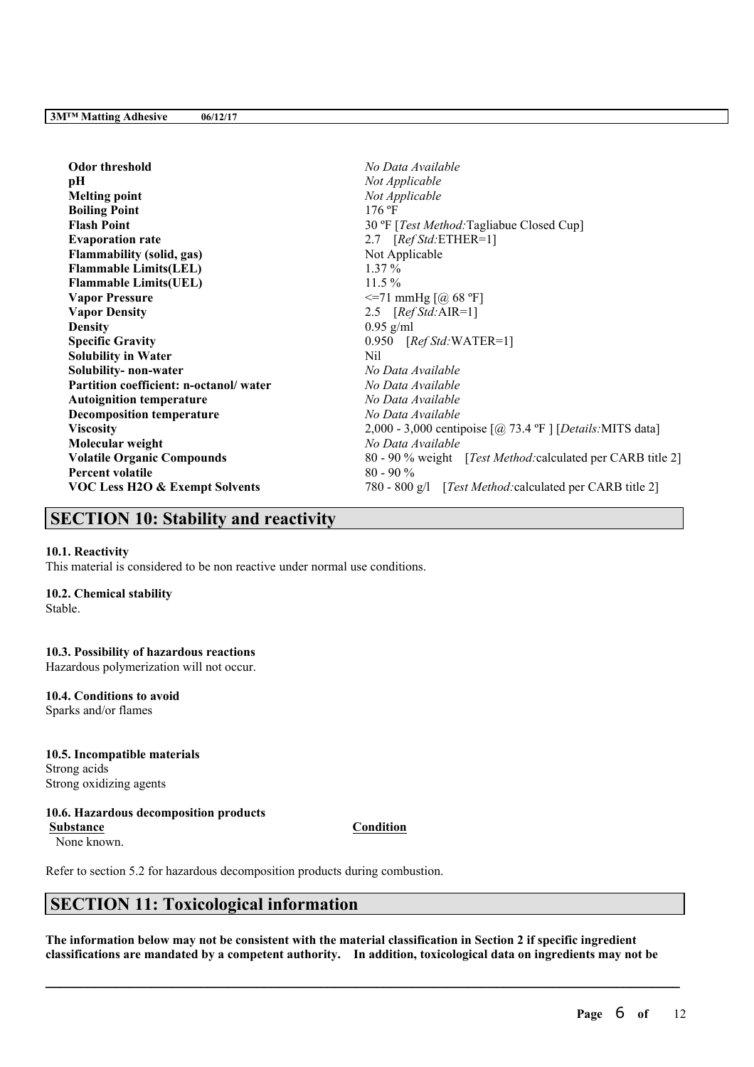| | |
|---|---|
| **Odor threshold** | *No Data Available* |
| **pH** | *Not Applicable* |
| **Melting point** | *Not Applicable* |
| **Boiling Point** | 176 ºF |
| **Flash Point** | 30 ºF [*Test Method:*Tagliabue Closed Cup] |
| **Evaporation rate** | 2.7 [*Ref Std:*ETHER=1] |
| **Flammability (solid, gas)** | Not Applicable |
| **Flammable Limits(LEL)** | 1.37 % |
| **Flammable Limits(UEL)** | 11.5 % |
| **Vapor Pressure** | <=71 mmHg [@ 68 ºF] |
| **Vapor Density** | 2.5 [*Ref Std:*AIR=1] |
| **Density** | 0.95 g/ml |
| **Specific Gravity** | 0.950 [*Ref Std:*WATER=1] |
| **Solubility in Water** | Nil |
| **Solubility- non-water** | *No Data Available* |
| **Partition coefficient: n-octanol/ water** | *No Data Available* |
| **Autoignition temperature** | *No Data Available* |
| **Decomposition temperature** | *No Data Available* |
| **Viscosity** | 2,000 - 3,000 centipoise [@ 73.4 ºF ] [*Details:*MITS data] |
| **Molecular weight** | *No Data Available* |
| **Volatile Organic Compounds** | 80 - 90 % weight [*Test Method:*calculated per CARB title 2] |
| **Percent volatile** | 80 - 90 % |
| **VOC Less H2O & Exempt Solvents** | 780 - 800 g/l [*Test Method:*calculated per CARB title 2] |

## SECTION 10: Stability and reactivity

**10.1. Reactivity**

This material is considered to be non reactive under normal use conditions.

**10.2. Chemical stability**

Stable.

**10.3. Possibility of hazardous reactions**

Hazardous polymerization will not occur.

**10.4. Conditions to avoid**

Sparks and/or flames

**10.5. Incompatible materials**

Strong acids

Strong oxidizing agents

**10.6. Hazardous decomposition products**

| Substance | Condition |
|---|---|
| None known. | |

Refer to section 5.2 for hazardous decomposition products during combustion.

## SECTION 11: Toxicological information

**The information below may not be consistent with the material classification in Section 2 if specific ingredient classifications are mandated by a competent authority. In addition, toxicological data on ingredients may not be**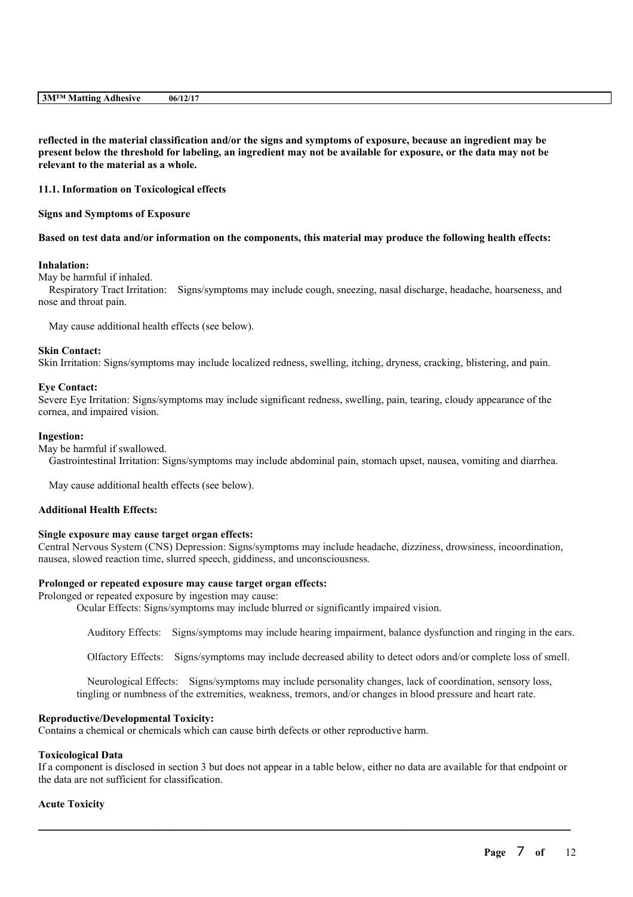**reflected in the material classification and/or the signs and symptoms of exposure, because an ingredient may be present below the threshold for labeling, an ingredient may not be available for exposure, or the data may not be relevant to the material as a whole.**

**11.1. Information on Toxicological effects**

**Signs and Symptoms of Exposure**

**Based on test data and/or information on the components, this material may produce the following health effects:**

**Inhalation:**

May be harmful if inhaled.

Respiratory Tract Irritation: Signs/symptoms may include cough, sneezing, nasal discharge, headache, hoarseness, and nose and throat pain.

May cause additional health effects (see below).

**Skin Contact:**

Skin Irritation: Signs/symptoms may include localized redness, swelling, itching, dryness, cracking, blistering, and pain.

**Eye Contact:**

Severe Eye Irritation: Signs/symptoms may include significant redness, swelling, pain, tearing, cloudy appearance of the cornea, and impaired vision.

**Ingestion:**

May be harmful if swallowed.

Gastrointestinal Irritation: Signs/symptoms may include abdominal pain, stomach upset, nausea, vomiting and diarrhea.

May cause additional health effects (see below).

**Additional Health Effects:**

**Single exposure may cause target organ effects:**

Central Nervous System (CNS) Depression: Signs/symptoms may include headache, dizziness, drowsiness, incoordination, nausea, slowed reaction time, slurred speech, giddiness, and unconsciousness.

**Prolonged or repeated exposure may cause target organ effects:**

Prolonged or repeated exposure by ingestion may cause:

Ocular Effects: Signs/symptoms may include blurred or significantly impaired vision.

Auditory Effects: Signs/symptoms may include hearing impairment, balance dysfunction and ringing in the ears.

Olfactory Effects: Signs/symptoms may include decreased ability to detect odors and/or complete loss of smell.

Neurological Effects: Signs/symptoms may include personality changes, lack of coordination, sensory loss, tingling or numbness of the extremities, weakness, tremors, and/or changes in blood pressure and heart rate.

**Reproductive/Developmental Toxicity:**

Contains a chemical or chemicals which can cause birth defects or other reproductive harm.

**Toxicological Data**

If a component is disclosed in section 3 but does not appear in a table below, either no data are available for that endpoint or the data are not sufficient for classification.

**Acute Toxicity**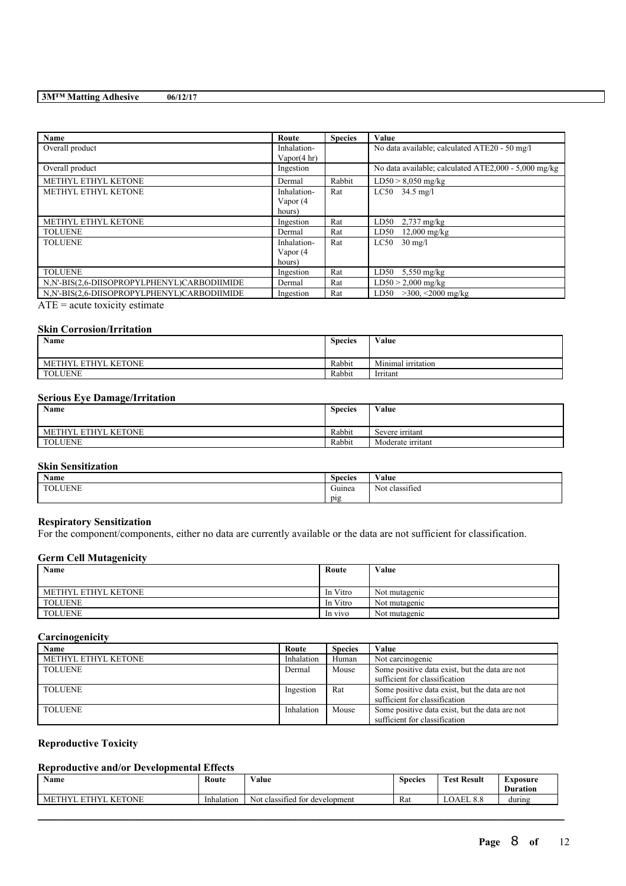| Name | Route | Species | Value |
| --- | --- | --- | --- |
| Overall product | Inhalation-Vapor(4 hr) | | No data available; calculated ATE20 - 50 mg/l |
| Overall product | Ingestion | | No data available; calculated ATE2,000 - 5,000 mg/kg |
| METHYL ETHYL KETONE | Dermal | Rabbit | LD50 > 8,050 mg/kg |
| METHYL ETHYL KETONE | Inhalation-Vapor (4 hours) | Rat | LC50 34.5 mg/l |
| METHYL ETHYL KETONE | Ingestion | Rat | LD50 2,737 mg/kg |
| TOLUENE | Dermal | Rat | LD50 12,000 mg/kg |
| TOLUENE | Inhalation-Vapor (4 hours) | Rat | LC50 30 mg/l |
| TOLUENE | Ingestion | Rat | LD50 5,550 mg/kg |
| N,N'-BIS(2,6-DIISOPROPYLPHENYL)CARBODIIMIDE | Dermal | Rat | LD50 > 2,000 mg/kg |
| N,N'-BIS(2,6-DIISOPROPYLPHENYL)CARBODIIMIDE | Ingestion | Rat | LD50 >300, <2000 mg/kg |

ATE = acute toxicity estimate

### Skin Corrosion/Irritation

| Name | Species | Value |
| --- | --- | --- |
| METHYL ETHYL KETONE | Rabbit | Minimal irritation |
| TOLUENE | Rabbit | Irritant |

### Serious Eye Damage/Irritation

| Name | Species | Value |
| --- | --- | --- |
| METHYL ETHYL KETONE | Rabbit | Severe irritant |
| TOLUENE | Rabbit | Moderate irritant |

### Skin Sensitization

| Name | Species | Value |
| --- | --- | --- |
| TOLUENE | Guinea pig | Not classified |

### Respiratory Sensitization

For the component/components, either no data are currently available or the data are not sufficient for classification.

### Germ Cell Mutagenicity

| Name | Route | Value |
| --- | --- | --- |
| METHYL ETHYL KETONE | In Vitro | Not mutagenic |
| TOLUENE | In Vitro | Not mutagenic |
| TOLUENE | In vivo | Not mutagenic |

### Carcinogenicity

| Name | Route | Species | Value |
| --- | --- | --- | --- |
| METHYL ETHYL KETONE | Inhalation | Human | Not carcinogenic |
| TOLUENE | Dermal | Mouse | Some positive data exist, but the data are not sufficient for classification |
| TOLUENE | Ingestion | Rat | Some positive data exist, but the data are not sufficient for classification |
| TOLUENE | Inhalation | Mouse | Some positive data exist, but the data are not sufficient for classification |

### Reproductive Toxicity

#### Reproductive and/or Developmental Effects

| Name | Route | Value | Species | Test Result | Exposure Duration |
| --- | --- | --- | --- | --- | --- |
| METHYL ETHYL KETONE | Inhalation | Not classified for development | Rat | LOAEL 8.8 | during |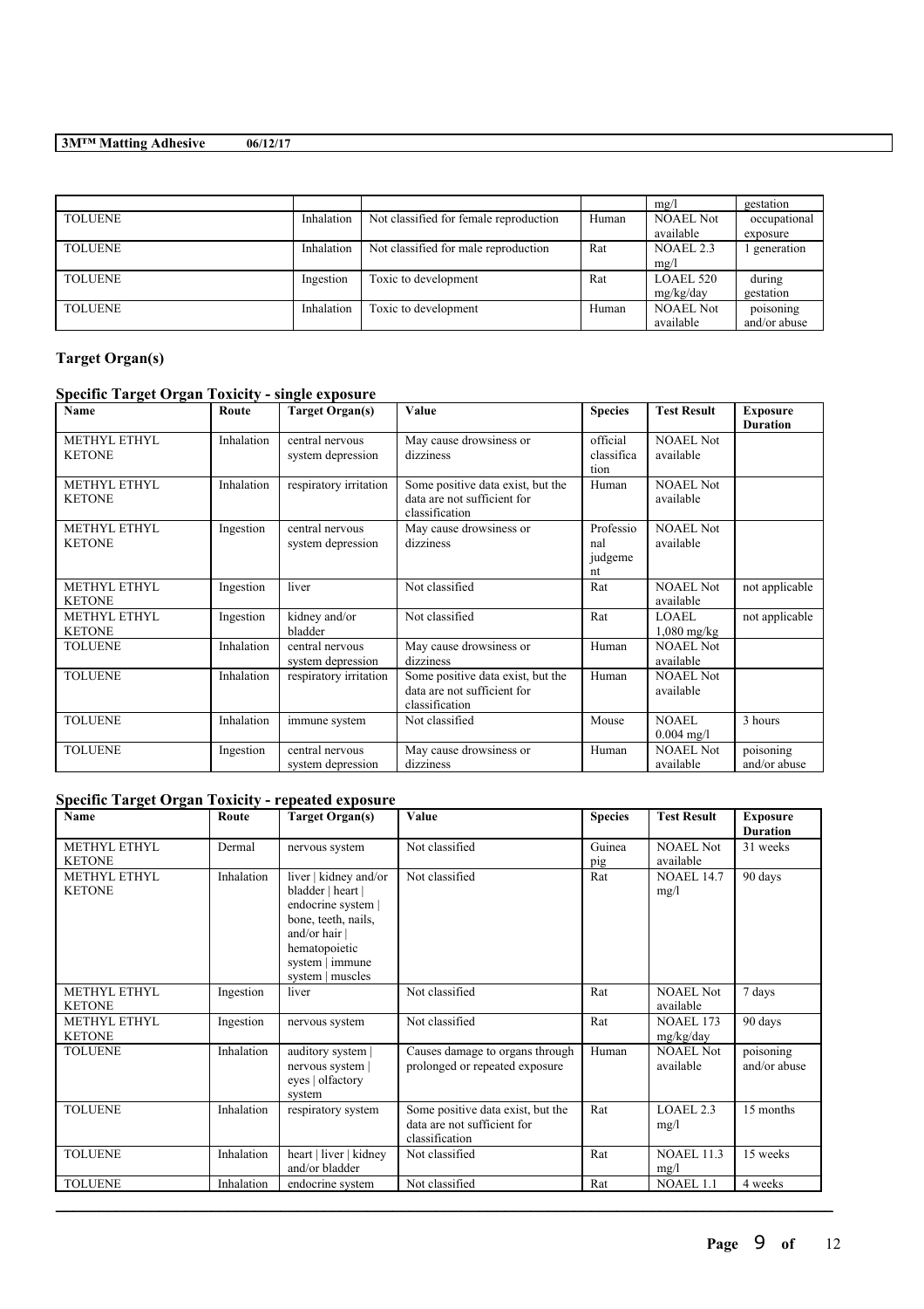|  |  |  |  | mg/l | gestation |
|---|---|---|---|---|---|
| TOLUENE | Inhalation | Not classified for female reproduction | Human | NOAEL Not available | occupational exposure |
| TOLUENE | Inhalation | Not classified for male reproduction | Rat | NOAEL 2.3 mg/l | 1 generation |
| TOLUENE | Ingestion | Toxic to development | Rat | LOAEL 520 mg/kg/day | during gestation |
| TOLUENE | Inhalation | Toxic to development | Human | NOAEL Not available | poisoning and/or abuse |

### Target Organ(s)

#### Specific Target Organ Toxicity - single exposure

| Name | Route | Target Organ(s) | Value | Species | Test Result | Exposure Duration |
|---|---|---|---|---|---|---|
| METHYL ETHYL KETONE | Inhalation | central nervous system depression | May cause drowsiness or dizziness | official classification | NOAEL Not available |  |
| METHYL ETHYL KETONE | Inhalation | respiratory irritation | Some positive data exist, but the data are not sufficient for classification | Human | NOAEL Not available |  |
| METHYL ETHYL KETONE | Ingestion | central nervous system depression | May cause drowsiness or dizziness | Professional judgement | NOAEL Not available |  |
| METHYL ETHYL KETONE | Ingestion | liver | Not classified | Rat | NOAEL Not available | not applicable |
| METHYL ETHYL KETONE | Ingestion | kidney and/or bladder | Not classified | Rat | LOAEL 1,080 mg/kg | not applicable |
| TOLUENE | Inhalation | central nervous system depression | May cause drowsiness or dizziness | Human | NOAEL Not available |  |
| TOLUENE | Inhalation | respiratory irritation | Some positive data exist, but the data are not sufficient for classification | Human | NOAEL Not available |  |
| TOLUENE | Inhalation | immune system | Not classified | Mouse | NOAEL 0.004 mg/l | 3 hours |
| TOLUENE | Ingestion | central nervous system depression | May cause drowsiness or dizziness | Human | NOAEL Not available | poisoning and/or abuse |

#### Specific Target Organ Toxicity - repeated exposure

| Name | Route | Target Organ(s) | Value | Species | Test Result | Exposure Duration |
|---|---|---|---|---|---|---|
| METHYL ETHYL KETONE | Dermal | nervous system | Not classified | Guinea pig | NOAEL Not available | 31 weeks |
| METHYL ETHYL KETONE | Inhalation | liver \| kidney and/or bladder \| heart \| endocrine system \| bone, teeth, nails, and/or hair \| hematopoietic system \| immune system \| muscles | Not classified | Rat | NOAEL 14.7 mg/l | 90 days |
| METHYL ETHYL KETONE | Ingestion | liver | Not classified | Rat | NOAEL Not available | 7 days |
| METHYL ETHYL KETONE | Ingestion | nervous system | Not classified | Rat | NOAEL 173 mg/kg/day | 90 days |
| TOLUENE | Inhalation | auditory system \| nervous system \| eyes \| olfactory system | Causes damage to organs through prolonged or repeated exposure | Human | NOAEL Not available | poisoning and/or abuse |
| TOLUENE | Inhalation | respiratory system | Some positive data exist, but the data are not sufficient for classification | Rat | LOAEL 2.3 mg/l | 15 months |
| TOLUENE | Inhalation | heart \| liver \| kidney and/or bladder | Not classified | Rat | NOAEL 11.3 mg/l | 15 weeks |
| TOLUENE | Inhalation | endocrine system | Not classified | Rat | NOAEL 1.1 | 4 weeks |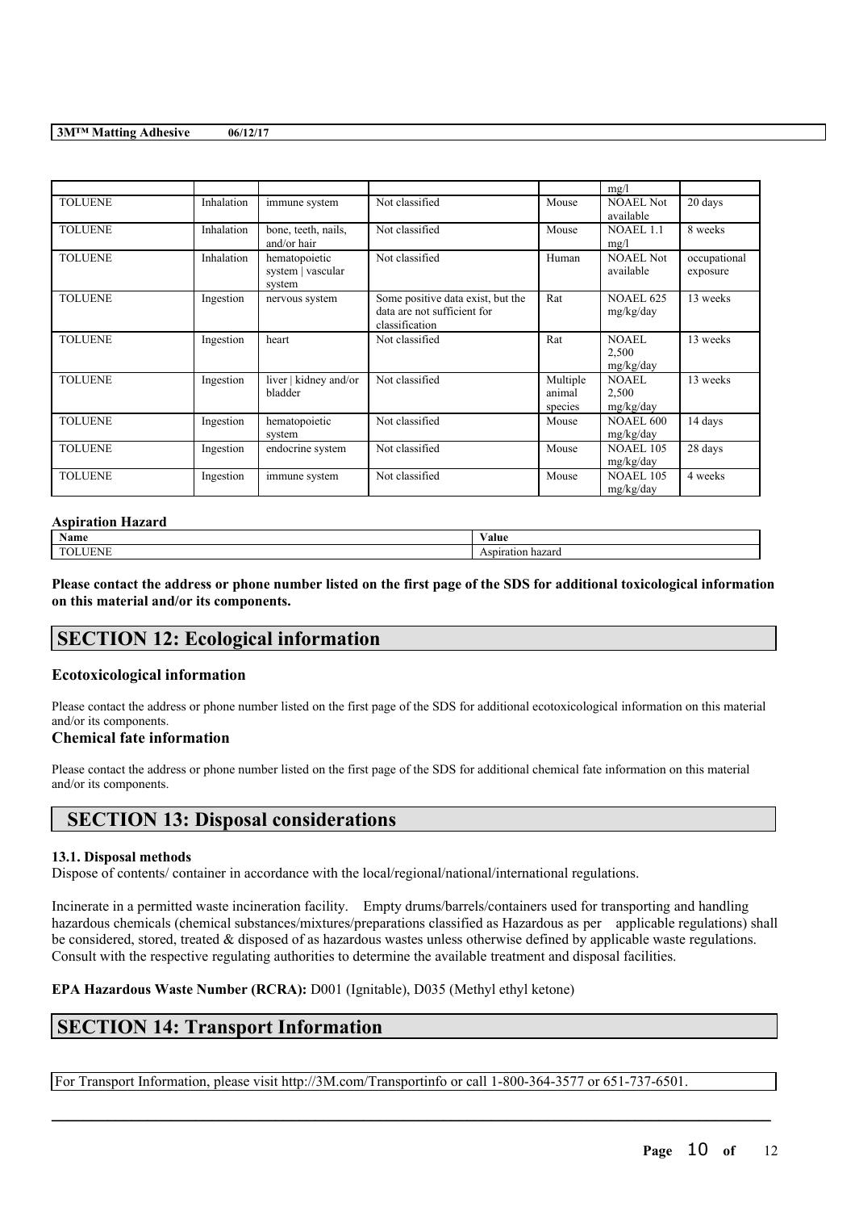| | | | | | mg/l | |
|---|---|---|---|---|---|---|
| TOLUENE | Inhalation | immune system | Not classified | Mouse | NOAEL Not available | 20 days |
| TOLUENE | Inhalation | bone, teeth, nails, and/or hair | Not classified | Mouse | NOAEL 1.1 mg/l | 8 weeks |
| TOLUENE | Inhalation | hematopoietic system \| vascular system | Not classified | Human | NOAEL Not available | occupational exposure |
| TOLUENE | Ingestion | nervous system | Some positive data exist, but the data are not sufficient for classification | Rat | NOAEL 625 mg/kg/day | 13 weeks |
| TOLUENE | Ingestion | heart | Not classified | Rat | NOAEL 2,500 mg/kg/day | 13 weeks |
| TOLUENE | Ingestion | liver \| kidney and/or bladder | Not classified | Multiple animal species | NOAEL 2,500 mg/kg/day | 13 weeks |
| TOLUENE | Ingestion | hematopoietic system | Not classified | Mouse | NOAEL 600 mg/kg/day | 14 days |
| TOLUENE | Ingestion | endocrine system | Not classified | Mouse | NOAEL 105 mg/kg/day | 28 days |
| TOLUENE | Ingestion | immune system | Not classified | Mouse | NOAEL 105 mg/kg/day | 4 weeks |

**Aspiration Hazard**

| Name | Value |
|---|---|
| TOLUENE | Aspiration hazard |

**Please contact the address or phone number listed on the first page of the SDS for additional toxicological information on this material and/or its components.**

## SECTION 12: Ecological information

### Ecotoxicological information

Please contact the address or phone number listed on the first page of the SDS for additional ecotoxicological information on this material and/or its components.

### Chemical fate information

Please contact the address or phone number listed on the first page of the SDS for additional chemical fate information on this material and/or its components.

## SECTION 13: Disposal considerations

**13.1. Disposal methods**

Dispose of contents/ container in accordance with the local/regional/national/international regulations.

Incinerate in a permitted waste incineration facility. Empty drums/barrels/containers used for transporting and handling hazardous chemicals (chemical substances/mixtures/preparations classified as Hazardous as per applicable regulations) shall be considered, stored, treated & disposed of as hazardous wastes unless otherwise defined by applicable waste regulations. Consult with the respective regulating authorities to determine the available treatment and disposal facilities.

**EPA Hazardous Waste Number (RCRA):** D001 (Ignitable), D035 (Methyl ethyl ketone)

## SECTION 14: Transport Information

For Transport Information, please visit http://3M.com/Transportinfo or call 1-800-364-3577 or 651-737-6501.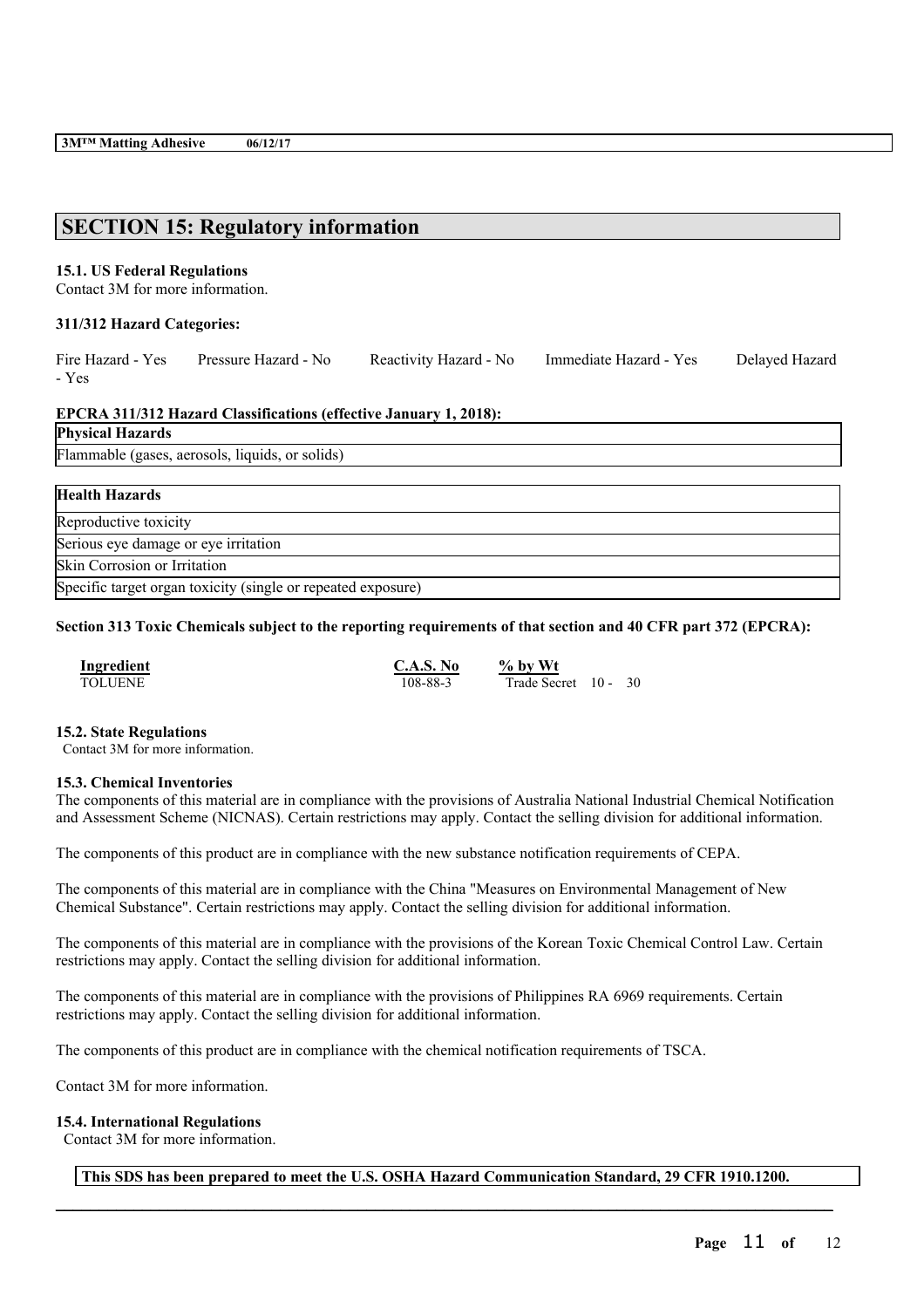## SECTION 15: Regulatory information

### 15.1. US Federal Regulations

Contact 3M for more information.

**311/312 Hazard Categories:**

Fire Hazard - Yes Pressure Hazard - No Reactivity Hazard - No Immediate Hazard - Yes Delayed Hazard - Yes

**EPCRA 311/312 Hazard Classifications (effective January 1, 2018):**

| Physical Hazards |
|---|
| Flammable (gases, aerosols, liquids, or solids) |

| Health Hazards |
|---|
| Reproductive toxicity |
| Serious eye damage or eye irritation |
| Skin Corrosion or Irritation |
| Specific target organ toxicity (single or repeated exposure) |

**Section 313 Toxic Chemicals subject to the reporting requirements of that section and 40 CFR part 372 (EPCRA):**

| Ingredient | C.A.S. No | % by Wt |
|---|---|---|
| TOLUENE | 108-88-3 | Trade Secret 10 - 30 |

### 15.2. State Regulations

Contact 3M for more information.

### 15.3. Chemical Inventories

The components of this material are in compliance with the provisions of Australia National Industrial Chemical Notification and Assessment Scheme (NICNAS). Certain restrictions may apply. Contact the selling division for additional information.

The components of this product are in compliance with the new substance notification requirements of CEPA.

The components of this material are in compliance with the China "Measures on Environmental Management of New Chemical Substance". Certain restrictions may apply. Contact the selling division for additional information.

The components of this material are in compliance with the provisions of the Korean Toxic Chemical Control Law. Certain restrictions may apply. Contact the selling division for additional information.

The components of this material are in compliance with the provisions of Philippines RA 6969 requirements. Certain restrictions may apply. Contact the selling division for additional information.

The components of this product are in compliance with the chemical notification requirements of TSCA.

Contact 3M for more information.

### 15.4. International Regulations

Contact 3M for more information.

**This SDS has been prepared to meet the U.S. OSHA Hazard Communication Standard, 29 CFR 1910.1200.**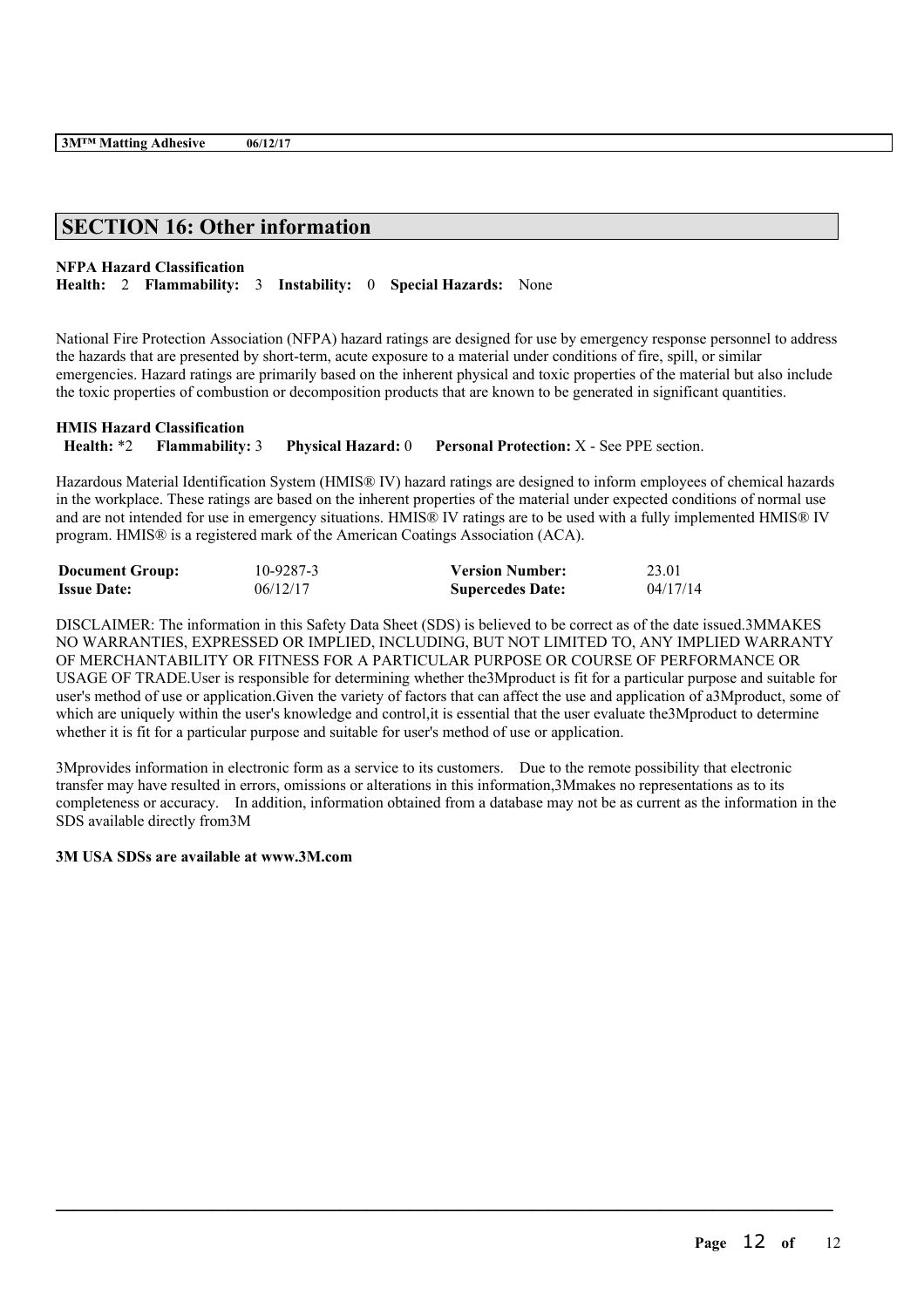## SECTION 16: Other information

**NFPA Hazard Classification**
**Health:** 2 **Flammability:** 3 **Instability:** 0 **Special Hazards:** None

National Fire Protection Association (NFPA) hazard ratings are designed for use by emergency response personnel to address the hazards that are presented by short-term, acute exposure to a material under conditions of fire, spill, or similar emergencies. Hazard ratings are primarily based on the inherent physical and toxic properties of the material but also include the toxic properties of combustion or decomposition products that are known to be generated in significant quantities.

**HMIS Hazard Classification**
**Health:** *2 **Flammability:** 3 **Physical Hazard:** 0 **Personal Protection:** X - See PPE section.

Hazardous Material Identification System (HMIS® IV) hazard ratings are designed to inform employees of chemical hazards in the workplace. These ratings are based on the inherent properties of the material under expected conditions of normal use and are not intended for use in emergency situations. HMIS® IV ratings are to be used with a fully implemented HMIS® IV program. HMIS® is a registered mark of the American Coatings Association (ACA).

| | | | |
|---|---|---|---|
| **Document Group:** | 10-9287-3 | **Version Number:** | 23.01 |
| **Issue Date:** | 06/12/17 | **Supercedes Date:** | 04/17/14 |

DISCLAIMER: The information in this Safety Data Sheet (SDS) is believed to be correct as of the date issued.3MMAKES NO WARRANTIES, EXPRESSED OR IMPLIED, INCLUDING, BUT NOT LIMITED TO, ANY IMPLIED WARRANTY OF MERCHANTABILITY OR FITNESS FOR A PARTICULAR PURPOSE OR COURSE OF PERFORMANCE OR USAGE OF TRADE.User is responsible for determining whether the3Mproduct is fit for a particular purpose and suitable for user's method of use or application.Given the variety of factors that can affect the use and application of a3Mproduct, some of which are uniquely within the user's knowledge and control,it is essential that the user evaluate the3Mproduct to determine whether it is fit for a particular purpose and suitable for user's method of use or application.

3Mprovides information in electronic form as a service to its customers. Due to the remote possibility that electronic transfer may have resulted in errors, omissions or alterations in this information,3Mmakes no representations as to its completeness or accuracy. In addition, information obtained from a database may not be as current as the information in the SDS available directly from3M

**3M USA SDSs are available at www.3M.com**